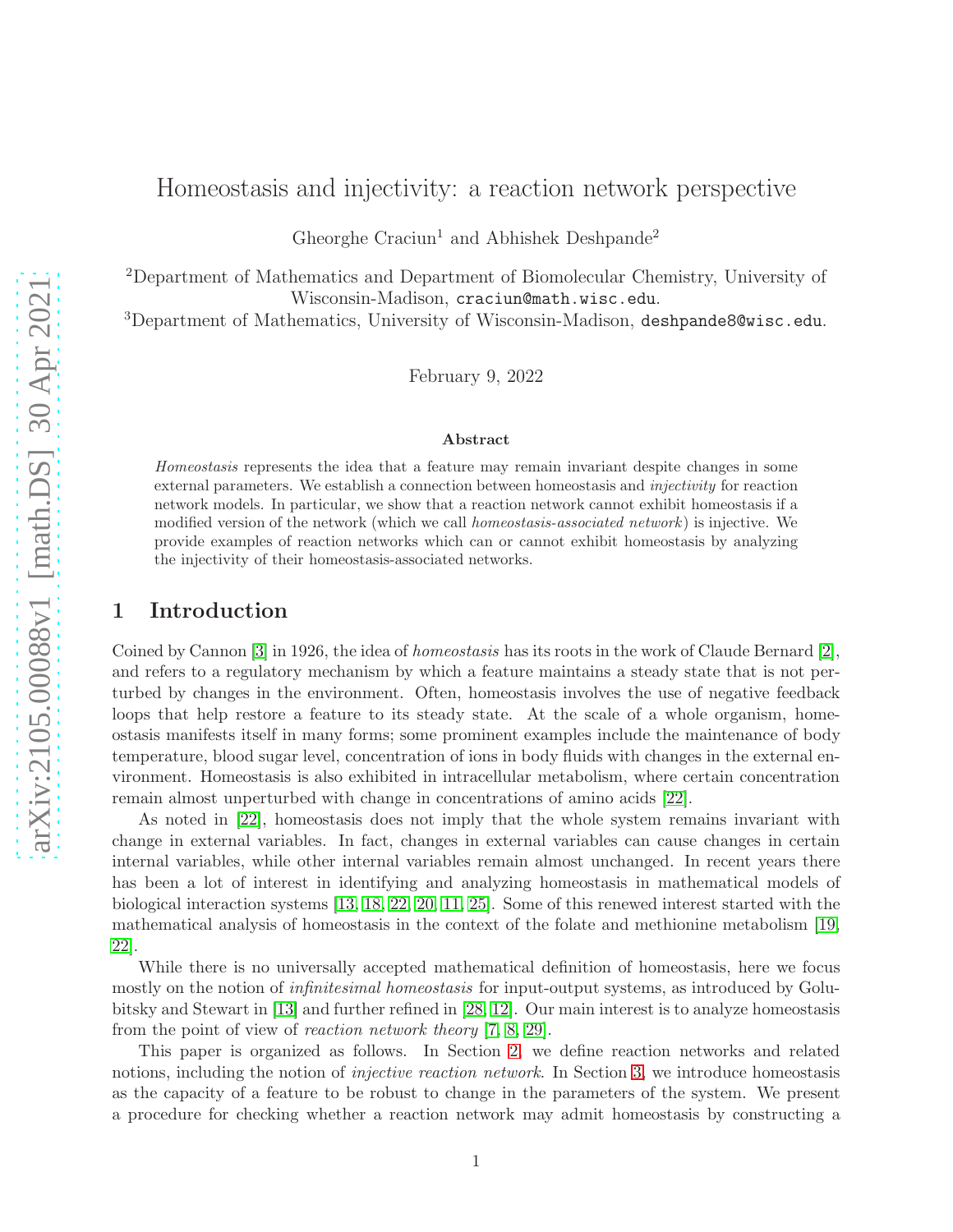# Homeostasis and injectivity: a reaction network perspective

Gheorghe Craciun[1] and Abhishek Deshpande[2]

[2]Department of Mathematics and Department of Biomolecular Chemistry, University of Wisconsin-Madison, craciun@math.wisc.edu.

[3]Department of Mathematics, University of Wisconsin-Madison, deshpande8@wisc.edu.

February 9, 2022

### Abstract

*Homeostasis* represents the idea that a feature may remain invariant despite changes in some external parameters. We establish a connection between homeostasis and *injectivity* for reaction network models. In particular, we show that a reaction network cannot exhibit homeostasis if a modified version of the network (which we call *homeostasis-associated network*) is injective. We provide examples of reaction networks which can or cannot exhibit homeostasis by analyzing the injectivity of their homeostasis-associated networks.

## 1 Introduction

Coined by Cannon [3] in 1926, the idea of *homeostasis* has its roots in the work of Claude Bernard [2], and refers to a regulatory mechanism by which a feature maintains a steady state that is not perturbed by changes in the environment. Often, homeostasis involves the use of negative feedback loops that help restore a feature to its steady state. At the scale of a whole organism, homeostasis manifests itself in many forms; some prominent examples include the maintenance of body temperature, blood sugar level, concentration of ions in body fluids with changes in the external environment. Homeostasis is also exhibited in intracellular metabolism, where certain concentration remain almost unperturbed with change in concentrations of amino acids [22].

As noted in [22], homeostasis does not imply that the whole system remains invariant with change in external variables. In fact, changes in external variables can cause changes in certain internal variables, while other internal variables remain almost unchanged. In recent years there has been a lot of interest in identifying and analyzing homeostasis in mathematical models of biological interaction systems [13, 18, 22, 20, 11, 25]. Some of this renewed interest started with the mathematical analysis of homeostasis in the context of the folate and methionine metabolism [19, 22].

While there is no universally accepted mathematical definition of homeostasis, here we focus mostly on the notion of *infinitesimal homeostasis* for input-output systems, as introduced by Golubitsky and Stewart in [13] and further refined in [28, 12]. Our main interest is to analyze homeostasis from the point of view of *reaction network theory* [7, 8, 29].

This paper is organized as follows. In Section 2, we define reaction networks and related notions, including the notion of *injective reaction network*. In Section 3, we introduce homeostasis as the capacity of a feature to be robust to change in the parameters of the system. We present a procedure for checking whether a reaction network may admit homeostasis by constructing a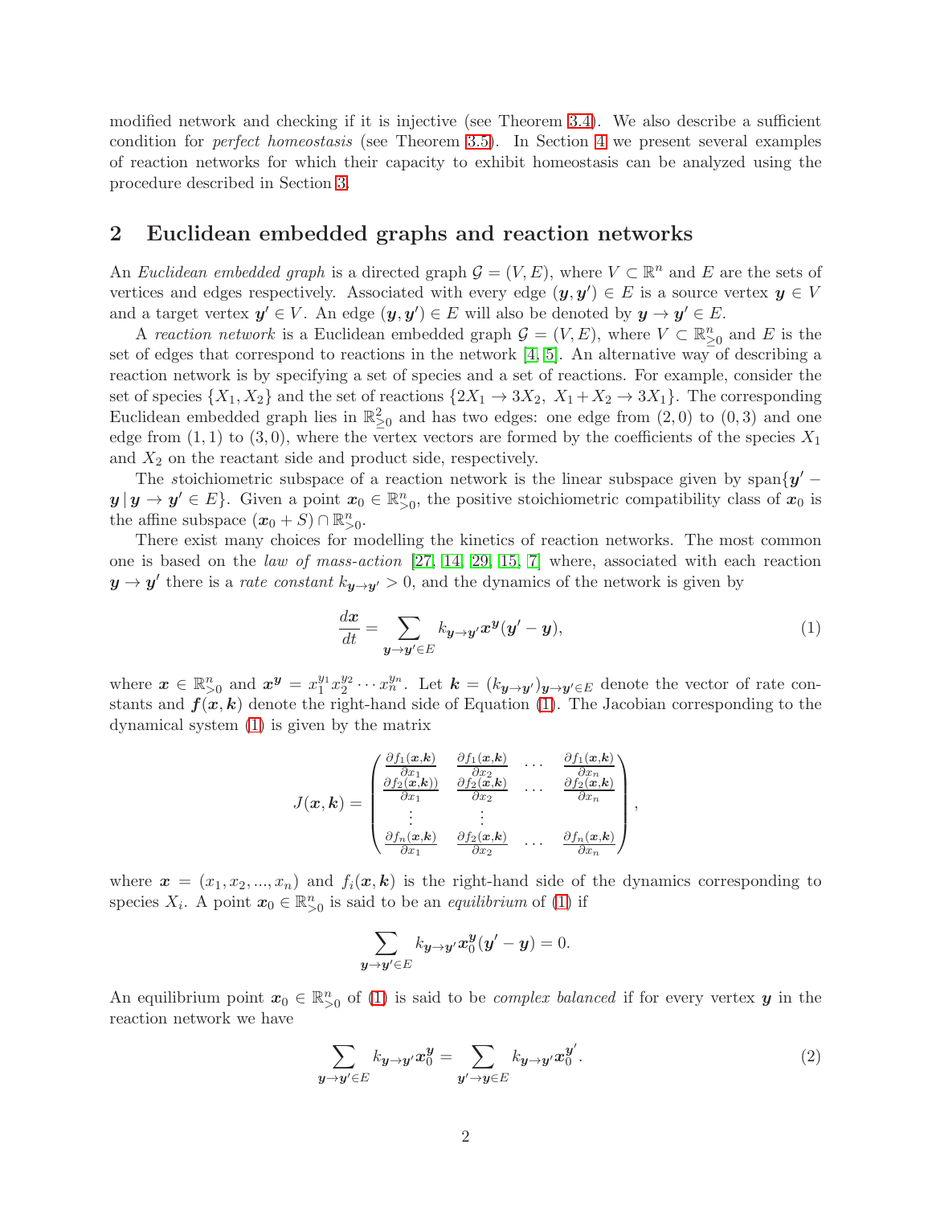modified network and checking if it is injective (see Theorem 3.4). We also describe a sufficient condition for *perfect homeostasis* (see Theorem 3.5). In Section 4 we present several examples of reaction networks for which their capacity to exhibit homeostasis can be analyzed using the procedure described in Section 3.

## 2 Euclidean embedded graphs and reaction networks

An *Euclidean embedded graph* is a directed graph $\mathcal{G} = (V, E)$, where $V \subset \mathbb{R}^n$ and $E$ are the sets of vertices and edges respectively. Associated with every edge $(\boldsymbol{y}, \boldsymbol{y'}) \in E$ is a source vertex $\boldsymbol{y} \in V$ and a target vertex $\boldsymbol{y'} \in V$. An edge $(\boldsymbol{y}, \boldsymbol{y'}) \in E$ will also be denoted by $\boldsymbol{y} \to \boldsymbol{y'} \in E$.

A *reaction network* is a Euclidean embedded graph $\mathcal{G} = (V, E)$, where $V \subset \mathbb{R}^n_{\geq 0}$ and $E$ is the set of edges that correspond to reactions in the network [4, 5]. An alternative way of describing a reaction network is by specifying a set of species and a set of reactions. For example, consider the set of species $\{X_1, X_2\}$ and the set of reactions $\{2X_1 \to 3X_2,\ X_1 + X_2 \to 3X_1\}$. The corresponding Euclidean embedded graph lies in $\mathbb{R}^2_{\geq 0}$ and has two edges: one edge from $(2, 0)$ to $(0, 3)$ and one edge from $(1, 1)$ to $(3, 0)$, where the vertex vectors are formed by the coefficients of the species $X_1$ and $X_2$ on the reactant side and product side, respectively.

The *s*toichiometric subspace of a reaction network is the linear subspace given by span$\{\boldsymbol{y'} - \boldsymbol{y} \,|\, \boldsymbol{y} \to \boldsymbol{y'} \in E\}$. Given a point $\boldsymbol{x}_0 \in \mathbb{R}^n_{>0}$, the positive stoichiometric compatibility class of $\boldsymbol{x}_0$ is the affine subspace $(\boldsymbol{x}_0 + S) \cap \mathbb{R}^n_{>0}$.

There exist many choices for modelling the kinetics of reaction networks. The most common one is based on the *law of mass-action* [27, 14, 29, 15, 7] where, associated with each reaction $\boldsymbol{y} \to \boldsymbol{y'}$ there is a *rate constant* $k_{\boldsymbol{y}\to\boldsymbol{y'}} > 0$, and the dynamics of the network is given by

$$\frac{d\boldsymbol{x}}{dt} = \sum_{\boldsymbol{y}\to\boldsymbol{y'}\in E} k_{\boldsymbol{y}\to\boldsymbol{y'}} \boldsymbol{x}^{\boldsymbol{y}} (\boldsymbol{y'} - \boldsymbol{y}), \tag{1}$$

where $\boldsymbol{x} \in \mathbb{R}^n_{>0}$ and $\boldsymbol{x}^{\boldsymbol{y}} = x_1^{y_1} x_2^{y_2} \cdots x_n^{y_n}$. Let $\boldsymbol{k} = (k_{\boldsymbol{y}\to\boldsymbol{y'}})_{\boldsymbol{y}\to\boldsymbol{y'}\in E}$ denote the vector of rate constants and $\boldsymbol{f}(\boldsymbol{x}, \boldsymbol{k})$ denote the right-hand side of Equation (1). The Jacobian corresponding to the dynamical system (1) is given by the matrix

$$J(\boldsymbol{x}, \boldsymbol{k}) = \begin{pmatrix} \frac{\partial f_1(\boldsymbol{x},\boldsymbol{k})}{\partial x_1} & \frac{\partial f_1(\boldsymbol{x},\boldsymbol{k})}{\partial x_2} & \cdots & \frac{\partial f_1(\boldsymbol{x},\boldsymbol{k})}{\partial x_n} \\ \frac{\partial f_2(\boldsymbol{x},\boldsymbol{k}))}{\partial x_1} & \frac{\partial f_2(\boldsymbol{x},\boldsymbol{k})}{\partial x_2} & \cdots & \frac{\partial f_2(\boldsymbol{x},\boldsymbol{k})}{\partial x_n} \\ \vdots & \vdots & & \\ \frac{\partial f_n(\boldsymbol{x},\boldsymbol{k})}{\partial x_1} & \frac{\partial f_2(\boldsymbol{x},\boldsymbol{k})}{\partial x_2} & \cdots & \frac{\partial f_n(\boldsymbol{x},\boldsymbol{k})}{\partial x_n} \end{pmatrix},$$

where $\boldsymbol{x} = (x_1, x_2, ..., x_n)$ and $f_i(\boldsymbol{x}, \boldsymbol{k})$ is the right-hand side of the dynamics corresponding to species $X_i$. A point $\boldsymbol{x}_0 \in \mathbb{R}^n_{>0}$ is said to be an *equilibrium* of (1) if

$$\sum_{\boldsymbol{y}\to\boldsymbol{y'}\in E} k_{\boldsymbol{y}\to\boldsymbol{y'}} \boldsymbol{x}_0^{\boldsymbol{y}} (\boldsymbol{y'} - \boldsymbol{y}) = 0.$$

An equilibrium point $\boldsymbol{x}_0 \in \mathbb{R}^n_{>0}$ of (1) is said to be *complex balanced* if for every vertex $\boldsymbol{y}$ in the reaction network we have

$$\sum_{\boldsymbol{y}\to\boldsymbol{y'}\in E} k_{\boldsymbol{y}\to\boldsymbol{y'}} \boldsymbol{x}_0^{\boldsymbol{y}} = \sum_{\boldsymbol{y'}\to\boldsymbol{y}\in E} k_{\boldsymbol{y}\to\boldsymbol{y'}} \boldsymbol{x}_0^{\boldsymbol{y'}}. \tag{2}$$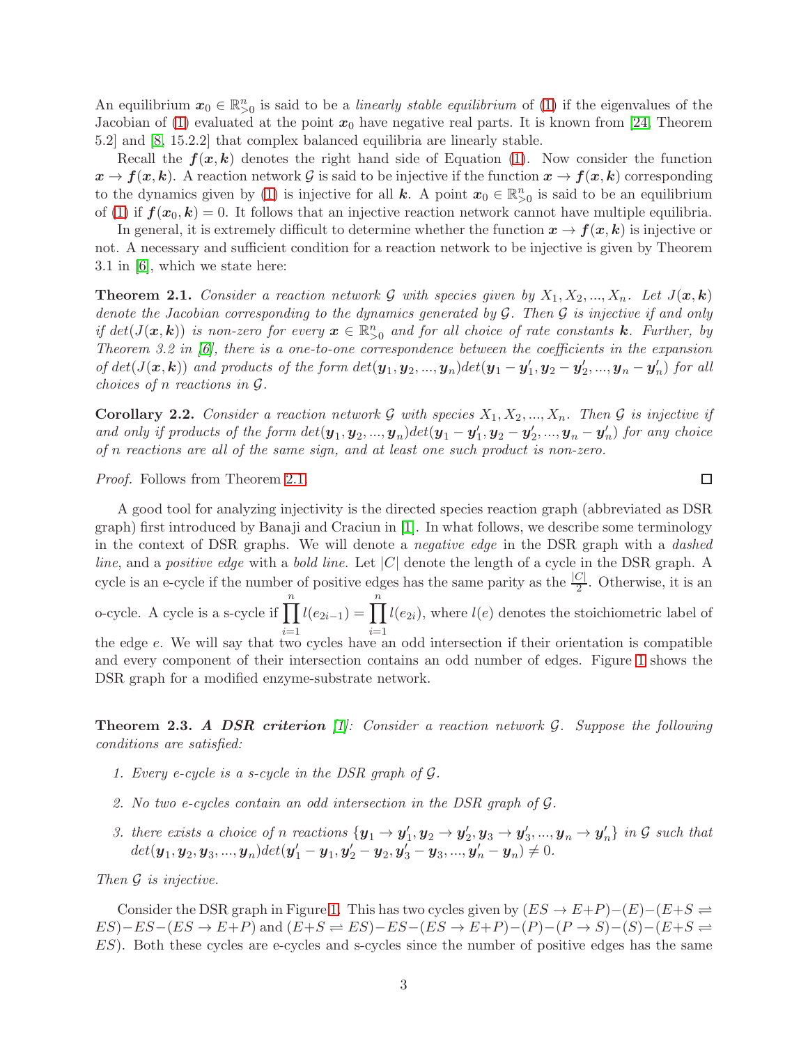An equilibrium $\boldsymbol{x}_0 \in \mathbb{R}^n_{>0}$ is said to be a *linearly stable equilibrium* of (1) if the eigenvalues of the Jacobian of (1) evaluated at the point $\boldsymbol{x}_0$ have negative real parts. It is known from [24, Theorem 5.2] and [8, 15.2.2] that complex balanced equilibria are linearly stable.

Recall the $\boldsymbol{f}(\boldsymbol{x}, \boldsymbol{k})$ denotes the right hand side of Equation (1). Now consider the function $\boldsymbol{x} \to \boldsymbol{f}(\boldsymbol{x}, \boldsymbol{k})$. A reaction network $\mathcal{G}$ is said to be injective if the function $\boldsymbol{x} \to \boldsymbol{f}(\boldsymbol{x}, \boldsymbol{k})$ corresponding to the dynamics given by (1) is injective for all $\boldsymbol{k}$. A point $\boldsymbol{x}_0 \in \mathbb{R}^n_{>0}$ is said to be an equilibrium of (1) if $\boldsymbol{f}(\boldsymbol{x}_0, \boldsymbol{k}) = 0$. It follows that an injective reaction network cannot have multiple equilibria.

In general, it is extremely difficult to determine whether the function $\boldsymbol{x} \to \boldsymbol{f}(\boldsymbol{x}, \boldsymbol{k})$ is injective or not. A necessary and sufficient condition for a reaction network to be injective is given by Theorem 3.1 in [6], which we state here:

**Theorem 2.1.** *Consider a reaction network $\mathcal{G}$ with species given by $X_1, X_2, ..., X_n$. Let $J(\boldsymbol{x}, \boldsymbol{k})$ denote the Jacobian corresponding to the dynamics generated by $\mathcal{G}$. Then $\mathcal{G}$ is injective if and only if $det(J(\boldsymbol{x}, \boldsymbol{k}))$ is non-zero for every $\boldsymbol{x} \in \mathbb{R}^n_{>0}$ and for all choice of rate constants $\boldsymbol{k}$. Further, by Theorem 3.2 in [6], there is a one-to-one correspondence between the coefficients in the expansion of $det(J(\boldsymbol{x}, \boldsymbol{k}))$ and products of the form $det(\boldsymbol{y}_1, \boldsymbol{y}_2, ..., \boldsymbol{y}_n)det(\boldsymbol{y}_1 - \boldsymbol{y}_1', \boldsymbol{y}_2 - \boldsymbol{y}_2', ..., \boldsymbol{y}_n - \boldsymbol{y}_n')$ for all choices of n reactions in $\mathcal{G}$.*

**Corollary 2.2.** *Consider a reaction network $\mathcal{G}$ with species $X_1, X_2, ..., X_n$. Then $\mathcal{G}$ is injective if and only if products of the form $det(\boldsymbol{y}_1, \boldsymbol{y}_2, ..., \boldsymbol{y}_n)det(\boldsymbol{y}_1 - \boldsymbol{y}_1', \boldsymbol{y}_2 - \boldsymbol{y}_2', ..., \boldsymbol{y}_n - \boldsymbol{y}_n')$ for any choice of n reactions are all of the same sign, and at least one such product is non-zero.*

*Proof.* Follows from Theorem 2.1. $\square$

A good tool for analyzing injectivity is the directed species reaction graph (abbreviated as DSR graph) first introduced by Banaji and Craciun in [1]. In what follows, we describe some terminology in the context of DSR graphs. We will denote a *negative edge* in the DSR graph with a *dashed line*, and a *positive edge* with a *bold line*. Let $|C|$ denote the length of a cycle in the DSR graph. A cycle is an e-cycle if the number of positive edges has the same parity as the $\frac{|C|}{2}$. Otherwise, it is an o-cycle. A cycle is a s-cycle if $\prod_{i=1}^{n} l(e_{2i-1}) = \prod_{i=1}^{n} l(e_{2i})$, where $l(e)$ denotes the stoichiometric label of the edge $e$. We will say that two cycles have an odd intersection if their orientation is compatible and every component of their intersection contains an odd number of edges. Figure 1 shows the DSR graph for a modified enzyme-substrate network.

**Theorem 2.3.** ***A DSR criterion*** *[1]: Consider a reaction network $\mathcal{G}$. Suppose the following conditions are satisfied:*

1. *Every e-cycle is a s-cycle in the DSR graph of $\mathcal{G}$.*
2. *No two e-cycles contain an odd intersection in the DSR graph of $\mathcal{G}$.*
3. *there exists a choice of n reactions $\{\boldsymbol{y}_1 \to \boldsymbol{y}_1', \boldsymbol{y}_2 \to \boldsymbol{y}_2', \boldsymbol{y}_3 \to \boldsymbol{y}_3', ..., \boldsymbol{y}_n \to \boldsymbol{y}_n'\}$ in $\mathcal{G}$ such that $det(\boldsymbol{y}_1, \boldsymbol{y}_2, \boldsymbol{y}_3, ..., \boldsymbol{y}_n)det(\boldsymbol{y}_1' - \boldsymbol{y}_1, \boldsymbol{y}_2' - \boldsymbol{y}_2, \boldsymbol{y}_3' - \boldsymbol{y}_3, ..., \boldsymbol{y}_n' - \boldsymbol{y}_n) \neq 0$.*

*Then $\mathcal{G}$ is injective.*

Consider the DSR graph in Figure 1. This has two cycles given by $(ES \to E+P)-(E)-(E+S \rightleftharpoons ES)-ES-(ES \to E+P)$ and $(E+S \rightleftharpoons ES)-ES-(ES \to E+P)-(P)-(P \to S)-(S)-(E+S \rightleftharpoons ES)$. Both these cycles are e-cycles and s-cycles since the number of positive edges has the same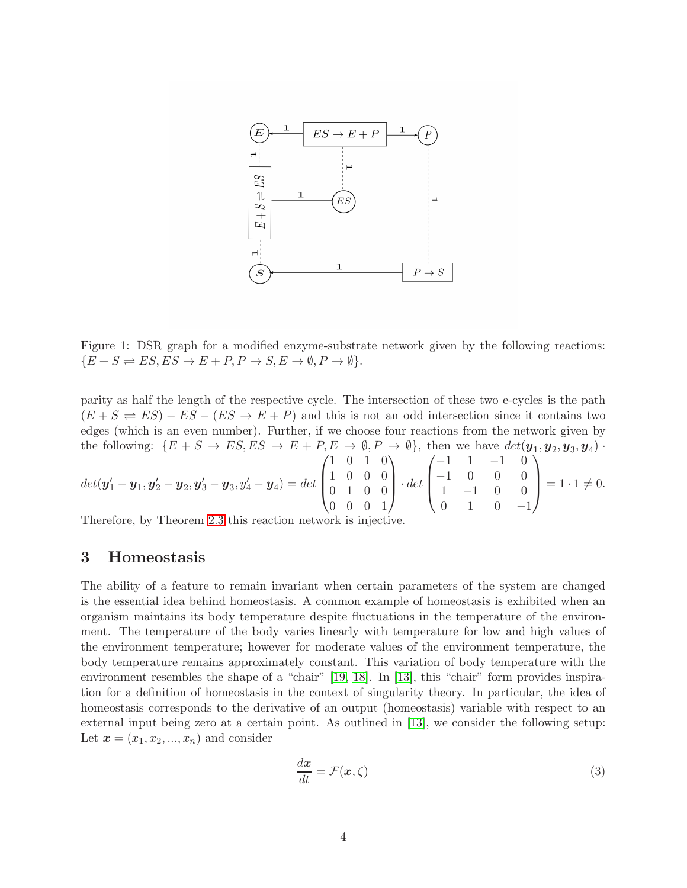Figure 1: DSR graph for a modified enzyme-substrate network given by the following reactions: $\{E + S \rightleftharpoons ES, ES \to E + P, P \to S, E \to \emptyset, P \to \emptyset\}$.

parity as half the length of the respective cycle. The intersection of these two e-cycles is the path $(E + S \rightleftharpoons ES) - ES - (ES \to E + P)$ and this is not an odd intersection since it contains two edges (which is an even number). Further, if we choose four reactions from the network given by the following: $\{E + S \to ES, ES \to E + P, E \to \emptyset, P \to \emptyset\}$, then we have $det(\boldsymbol{y}_1, \boldsymbol{y}_2, \boldsymbol{y}_3, \boldsymbol{y}_4) \cdot det(\boldsymbol{y}_1' - \boldsymbol{y}_1, \boldsymbol{y}_2' - \boldsymbol{y}_2, \boldsymbol{y}_3' - \boldsymbol{y}_3, y_4' - \boldsymbol{y}_4) = det \begin{pmatrix} 1 & 0 & 1 & 0 \\ 1 & 0 & 0 & 0 \\ 0 & 1 & 0 & 0 \\ 0 & 0 & 0 & 1 \end{pmatrix} \cdot det \begin{pmatrix} -1 & 1 & -1 & 0 \\ -1 & 0 & 0 & 0 \\ 1 & -1 & 0 & 0 \\ 0 & 1 & 0 & -1 \end{pmatrix} = 1 \cdot 1 \neq 0.$
Therefore, by Theorem 2.3 this reaction network is injective.

# 3 Homeostasis

The ability of a feature to remain invariant when certain parameters of the system are changed is the essential idea behind homeostasis. A common example of homeostasis is exhibited when an organism maintains its body temperature despite fluctuations in the temperature of the environment. The temperature of the body varies linearly with temperature for low and high values of the environment temperature; however for moderate values of the environment temperature, the body temperature remains approximately constant. This variation of body temperature with the environment resembles the shape of a "chair" [19, 18]. In [13], this "chair" form provides inspiration for a definition of homeostasis in the context of singularity theory. In particular, the idea of homeostasis corresponds to the derivative of an output (homeostasis) variable with respect to an external input being zero at a certain point. As outlined in [13], we consider the following setup: Let $\boldsymbol{x} = (x_1, x_2, ..., x_n)$ and consider

$$\frac{d\boldsymbol{x}}{dt} = \mathcal{F}(\boldsymbol{x}, \zeta) \tag{3}$$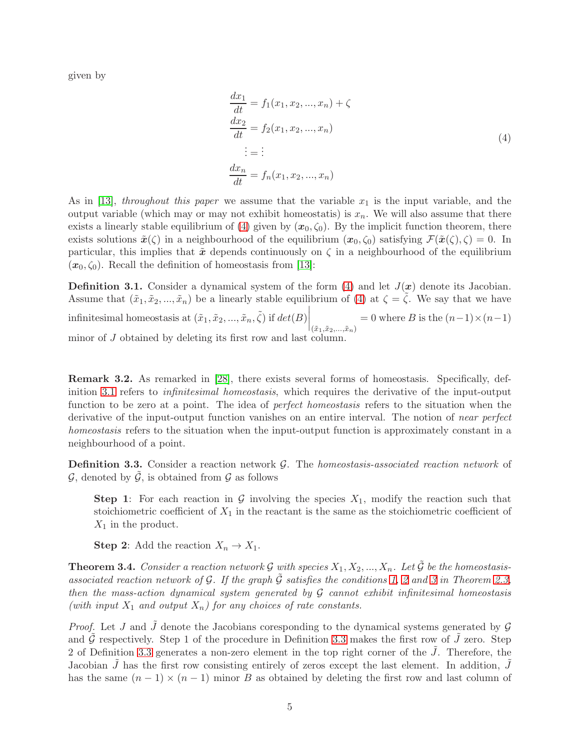given by

$$
\begin{aligned}
\frac{dx_1}{dt} &= f_1(x_1, x_2, ..., x_n) + \zeta \\
\frac{dx_2}{dt} &= f_2(x_1, x_2, ..., x_n) \\
\vdots &= \vdots \\
\frac{dx_n}{dt} &= f_n(x_1, x_2, ..., x_n)
\end{aligned}
\tag{4}
$$

As in [13], *throughout this paper* we assume that the variable $x_1$ is the input variable, and the output variable (which may or may not exhibit homeostatis) is $x_n$. We will also assume that there exists a linearly stable equilibrium of (4) given by $(\boldsymbol{x}_0, \zeta_0)$. By the implicit function theorem, there exists solutions $\tilde{\boldsymbol{x}}(\zeta)$ in a neighbourhood of the equilibrium $(\boldsymbol{x}_0, \zeta_0)$ satisfying $\mathcal{F}(\tilde{\boldsymbol{x}}(\zeta), \zeta) = 0$. In particular, this implies that $\tilde{\boldsymbol{x}}$ depends continuously on $\zeta$ in a neighbourhood of the equilibrium $(\boldsymbol{x}_0, \zeta_0)$. Recall the definition of homeostasis from [13]:

**Definition 3.1.** Consider a dynamical system of the form (4) and let $J(\boldsymbol{x})$ denote its Jacobian. Assume that $(\tilde{x}_1, \tilde{x}_2, ..., \tilde{x}_n)$ be a linearly stable equilibrium of (4) at $\zeta = \tilde{\zeta}$. We say that we have infinitesimal homeostasis at $(\tilde{x}_1, \tilde{x}_2, ..., \tilde{x}_n, \tilde{\zeta})$ if $det(B)\Big|_{(\tilde{x}_1, \tilde{x}_2, ..., \tilde{x}_n)} = 0$ where $B$ is the $(n-1)\times(n-1)$ minor of $J$ obtained by deleting its first row and last column.

**Remark 3.2.** As remarked in [28], there exists several forms of homeostasis. Specifically, definition 3.1 refers to *infinitesimal homeostasis*, which requires the derivative of the input-output function to be zero at a point. The idea of *perfect homeostasis* refers to the situation when the derivative of the input-output function vanishes on an entire interval. The notion of *near perfect homeostasis* refers to the situation when the input-output function is approximately constant in a neighbourhood of a point.

**Definition 3.3.** Consider a reaction network $\mathcal{G}$. The *homeostasis-associated reaction network* of $\mathcal{G}$, denoted by $\tilde{\mathcal{G}}$, is obtained from $\mathcal{G}$ as follows

> **Step 1**: For each reaction in $\mathcal{G}$ involving the species $X_1$, modify the reaction such that stoichiometric coefficient of $X_1$ in the reactant is the same as the stoichiometric coefficient of $X_1$ in the product.
>
> **Step 2**: Add the reaction $X_n \to X_1$.

**Theorem 3.4.** *Consider a reaction network $\mathcal{G}$ with species $X_1, X_2, ..., X_n$. Let $\tilde{\mathcal{G}}$ be the homeostasis-associated reaction network of $\mathcal{G}$. If the graph $\tilde{\mathcal{G}}$ satisfies the conditions 1, 2 and 3 in Theorem 2.3, then the mass-action dynamical system generated by $\mathcal{G}$ cannot exhibit infinitesimal homeostasis (with input $X_1$ and output $X_n$) for any choices of rate constants.*

*Proof.* Let $J$ and $\tilde{J}$ denote the Jacobians coresponding to the dynamical systems generated by $\mathcal{G}$ and $\tilde{\mathcal{G}}$ respectively. Step 1 of the procedure in Definition 3.3 makes the first row of $\tilde{J}$ zero. Step 2 of Definition 3.3 generates a non-zero element in the top right corner of the $\tilde{J}$. Therefore, the Jacobian $\tilde{J}$ has the first row consisting entirely of zeros except the last element. In addition, $\tilde{J}$ has the same $(n-1)\times(n-1)$ minor $B$ as obtained by deleting the first row and last column of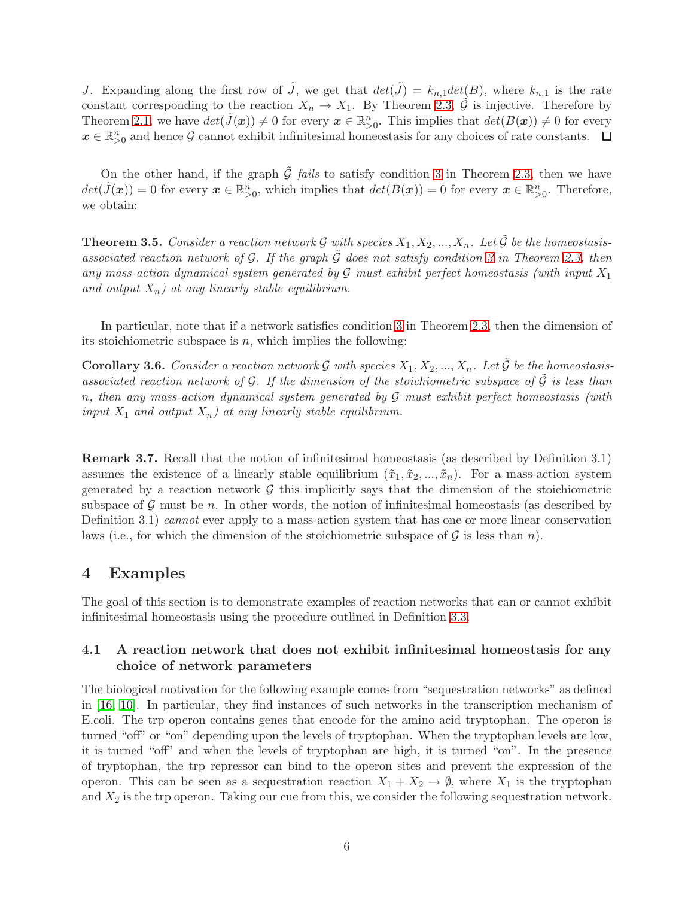$J$. Expanding along the first row of $\tilde{J}$, we get that $det(\tilde{J}) = k_{n,1} det(B)$, where $k_{n,1}$ is the rate constant corresponding to the reaction $X_n \to X_1$. By Theorem 2.3, $\tilde{\mathcal{G}}$ is injective. Therefore by Theorem 2.1, we have $det(\tilde{J}(\boldsymbol{x})) \neq 0$ for every $\boldsymbol{x} \in \mathbb{R}^n_{>0}$. This implies that $det(B(\boldsymbol{x})) \neq 0$ for every $\boldsymbol{x} \in \mathbb{R}^n_{>0}$ and hence $\mathcal{G}$ cannot exhibit infinitesimal homeostasis for any choices of rate constants. □

On the other hand, if the graph $\tilde{\mathcal{G}}$ *fails* to satisfy condition 3 in Theorem 2.3, then we have $det(\tilde{J}(\boldsymbol{x})) = 0$ for every $\boldsymbol{x} \in \mathbb{R}^n_{>0}$, which implies that $det(B(\boldsymbol{x})) = 0$ for every $\boldsymbol{x} \in \mathbb{R}^n_{>0}$. Therefore, we obtain:

**Theorem 3.5.** *Consider a reaction network $\mathcal{G}$ with species $X_1, X_2, ..., X_n$. Let $\tilde{\mathcal{G}}$ be the homeostasis-associated reaction network of $\mathcal{G}$. If the graph $\tilde{\mathcal{G}}$ does not satisfy condition 3 in Theorem 2.3, then any mass-action dynamical system generated by $\mathcal{G}$ must exhibit perfect homeostasis (with input $X_1$ and output $X_n$) at any linearly stable equilibrium.*

In particular, note that if a network satisfies condition 3 in Theorem 2.3, then the dimension of its stoichiometric subspace is $n$, which implies the following:

**Corollary 3.6.** *Consider a reaction network $\mathcal{G}$ with species $X_1, X_2, ..., X_n$. Let $\tilde{\mathcal{G}}$ be the homeostasis-associated reaction network of $\mathcal{G}$. If the dimension of the stoichiometric subspace of $\tilde{\mathcal{G}}$ is less than $n$, then any mass-action dynamical system generated by $\mathcal{G}$ must exhibit perfect homeostasis (with input $X_1$ and output $X_n$) at any linearly stable equilibrium.*

**Remark 3.7.** Recall that the notion of infinitesimal homeostasis (as described by Definition 3.1) assumes the existence of a linearly stable equilibrium $(\tilde{x}_1, \tilde{x}_2, ..., \tilde{x}_n)$. For a mass-action system generated by a reaction network $\mathcal{G}$ this implicitly says that the dimension of the stoichiometric subspace of $\mathcal{G}$ must be $n$. In other words, the notion of infinitesimal homeostasis (as described by Definition 3.1) *cannot* ever apply to a mass-action system that has one or more linear conservation laws (i.e., for which the dimension of the stoichiometric subspace of $\mathcal{G}$ is less than $n$).

# 4 Examples

The goal of this section is to demonstrate examples of reaction networks that can or cannot exhibit infinitesimal homeostasis using the procedure outlined in Definition 3.3.

## 4.1 A reaction network that does not exhibit infinitesimal homeostasis for any choice of network parameters

The biological motivation for the following example comes from "sequestration networks" as defined in [16, 10]. In particular, they find instances of such networks in the transcription mechanism of E.coli. The trp operon contains genes that encode for the amino acid tryptophan. The operon is turned "off" or "on" depending upon the levels of tryptophan. When the tryptophan levels are low, it is turned "off" and when the levels of tryptophan are high, it is turned "on". In the presence of tryptophan, the trp repressor can bind to the operon sites and prevent the expression of the operon. This can be seen as a sequestration reaction $X_1 + X_2 \to \emptyset$, where $X_1$ is the tryptophan and $X_2$ is the trp operon. Taking our cue from this, we consider the following sequestration network.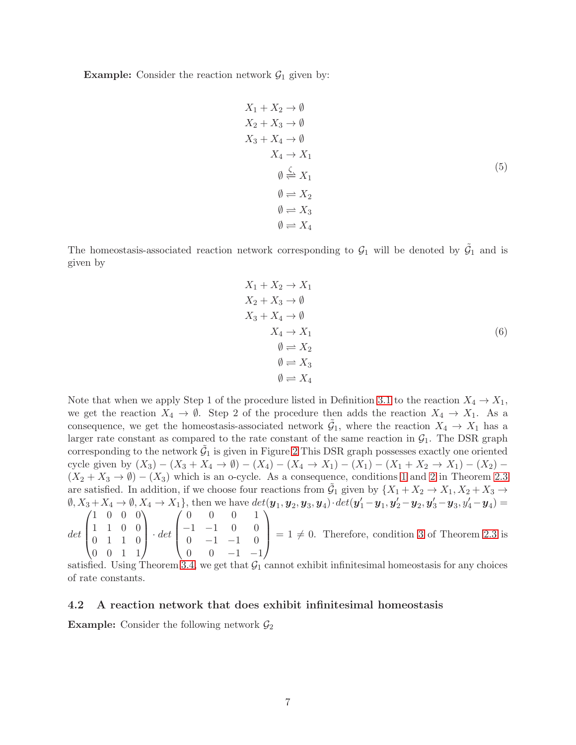**Example:** Consider the reaction network $\mathcal{G}_1$ given by:

$$
\begin{aligned}
X_1 + X_2 &\to \emptyset \\
X_2 + X_3 &\to \emptyset \\
X_3 + X_4 &\to \emptyset \\
X_4 &\to X_1 \\
\emptyset &\overset{\zeta}{\rightleftharpoons} X_1 \\
\emptyset &\rightleftharpoons X_2 \\
\emptyset &\rightleftharpoons X_3 \\
\emptyset &\rightleftharpoons X_4
\end{aligned}
\tag{5}
$$

The homeostasis-associated reaction network corresponding to $\mathcal{G}_1$ will be denoted by $\tilde{\mathcal{G}}_1$ and is given by

$$
\begin{aligned}
X_1 + X_2 &\to X_1 \\
X_2 + X_3 &\to \emptyset \\
X_3 + X_4 &\to \emptyset \\
X_4 &\to X_1 \\
\emptyset &\rightleftharpoons X_2 \\
\emptyset &\rightleftharpoons X_3 \\
\emptyset &\rightleftharpoons X_4
\end{aligned}
\tag{6}
$$

Note that when we apply Step 1 of the procedure listed in Definition 3.1 to the reaction $X_4 \to X_1$, we get the reaction $X_4 \to \emptyset$. Step 2 of the procedure then adds the reaction $X_4 \to X_1$. As a consequence, we get the homeostasis-associated network $\tilde{\mathcal{G}}_1$, where the reaction $X_4 \to X_1$ has a larger rate constant as compared to the rate constant of the same reaction in $\mathcal{G}_1$. The DSR graph corresponding to the network $\tilde{\mathcal{G}}_1$ is given in Figure 2 This DSR graph possesses exactly one oriented cycle given by $(X_3) - (X_3 + X_4 \to \emptyset) - (X_4) - (X_4 \to X_1) - (X_1) - (X_1 + X_2 \to X_1) - (X_2) - (X_2 + X_3 \to \emptyset) - (X_3)$ which is an o-cycle. As a consequence, conditions 1 and 2 in Theorem 2.3 are satisfied. In addition, if we choose four reactions from $\tilde{\mathcal{G}}_1$ given by $\{X_1 + X_2 \to X_1, X_2 + X_3 \to \emptyset, X_3 + X_4 \to \emptyset, X_4 \to X_1\}$, then we have $det(\boldsymbol{y}_1, \boldsymbol{y}_2, \boldsymbol{y}_3, \boldsymbol{y}_4) \cdot det(\boldsymbol{y}_1' - \boldsymbol{y}_1, \boldsymbol{y}_2' - \boldsymbol{y}_2, \boldsymbol{y}_3' - \boldsymbol{y}_3, \boldsymbol{y}_4' - \boldsymbol{y}_4) = det \begin{pmatrix} 1 & 0 & 0 & 0 \\ 1 & 1 & 0 & 0 \\ 0 & 1 & 1 & 0 \\ 0 & 0 & 1 & 1 \end{pmatrix} \cdot det \begin{pmatrix} 0 & 0 & 0 & 1 \\ -1 & -1 & 0 & 0 \\ 0 & -1 & -1 & 0 \\ 0 & 0 & -1 & -1 \end{pmatrix} = 1 \neq 0$. Therefore, condition 3 of Theorem 2.3 is satisfied. Using Theorem 3.4, we get that $\mathcal{G}_1$ cannot exhibit infinitesimal homeostasis for any choices of rate constants.

### 4.2 A reaction network that does exhibit infinitesimal homeostasis

**Example:** Consider the following network $\mathcal{G}_2$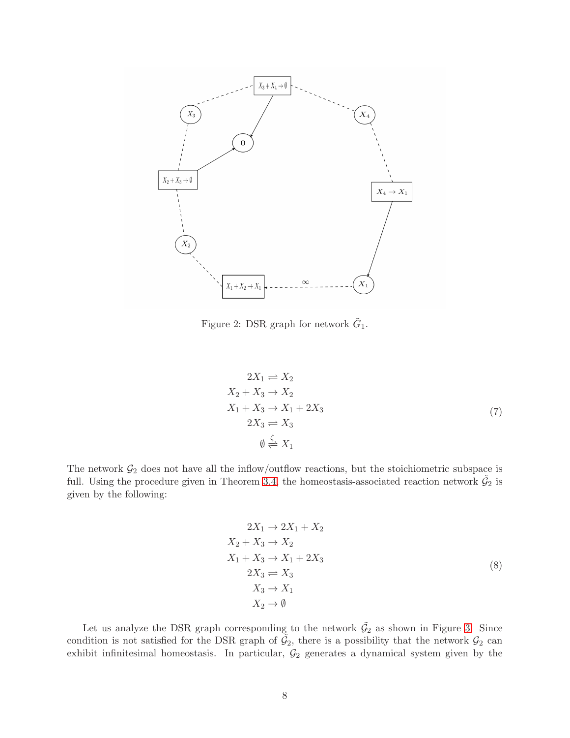Figure 2: DSR graph for network $\tilde{G}_1$.

$$
\begin{aligned}
2X_1 &\rightleftharpoons X_2 \\
X_2 + X_3 &\to X_2 \\
X_1 + X_3 &\to X_1 + 2X_3 \\
2X_3 &\rightleftharpoons X_3 \\
\emptyset &\overset{\zeta}{\rightleftharpoons} X_1
\end{aligned}
\tag{7}
$$

The network $\mathcal{G}_2$ does not have all the inflow/outflow reactions, but the stoichiometric subspace is full. Using the procedure given in Theorem 3.4, the homeostasis-associated reaction network $\tilde{\mathcal{G}}_2$ is given by the following:

$$
\begin{aligned}
2X_1 &\to 2X_1 + X_2 \\
X_2 + X_3 &\to X_2 \\
X_1 + X_3 &\to X_1 + 2X_3 \\
2X_3 &\rightleftharpoons X_3 \\
X_3 &\to X_1 \\
X_2 &\to \emptyset
\end{aligned}
\tag{8}
$$

Let us analyze the DSR graph corresponding to the network $\tilde{\mathcal{G}}_2$ as shown in Figure 3. Since condition is not satisfied for the DSR graph of $\tilde{\mathcal{G}}_2$, there is a possibility that the network $\mathcal{G}_2$ can exhibit infinitesimal homeostasis. In particular, $\mathcal{G}_2$ generates a dynamical system given by the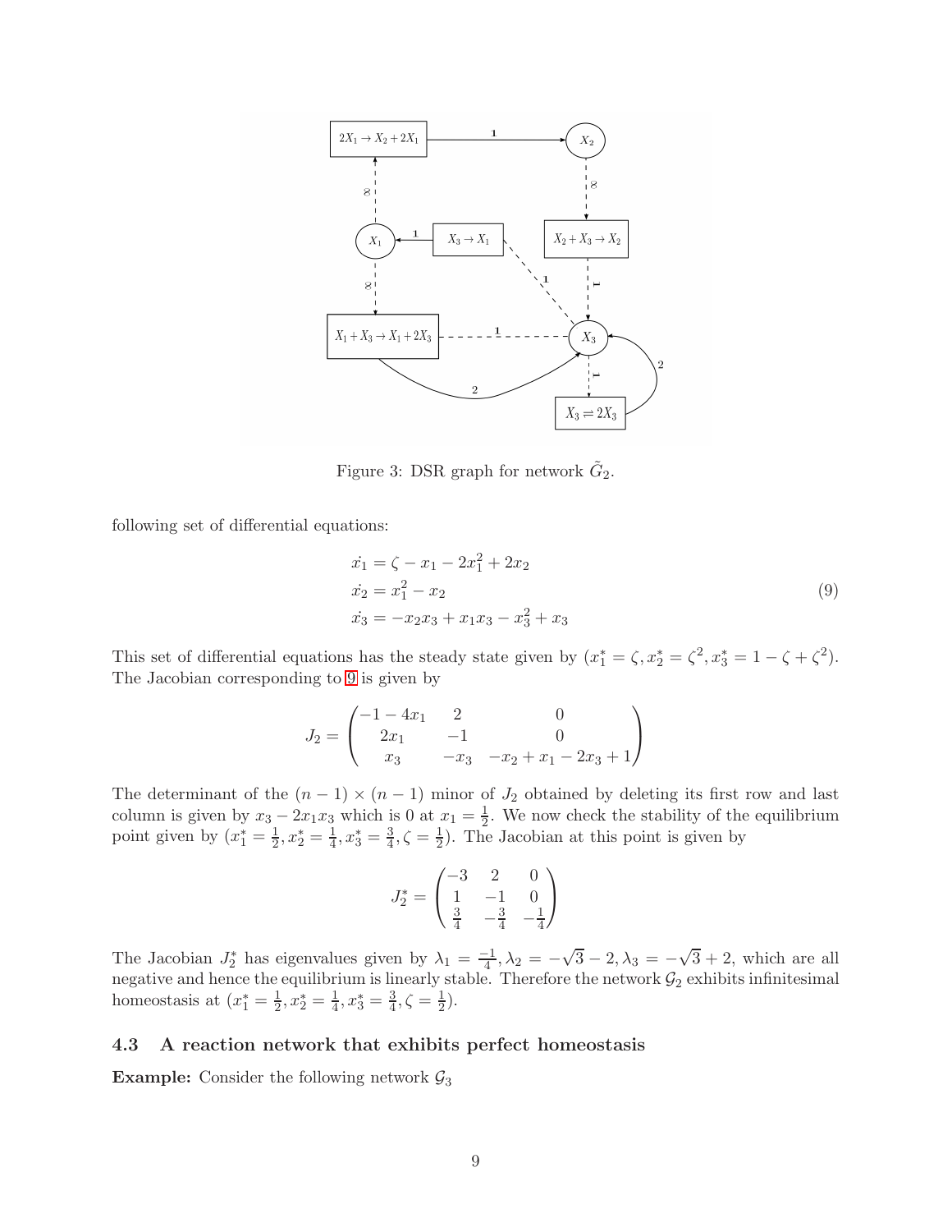Figure 3: DSR graph for network $\tilde{G}_2$.

following set of differential equations:

$$
\begin{aligned}
\dot{x_1} &= \zeta - x_1 - 2x_1^2 + 2x_2 \\
\dot{x_2} &= x_1^2 - x_2 \\
\dot{x_3} &= -x_2x_3 + x_1x_3 - x_3^2 + x_3
\end{aligned}
\tag{9}
$$

This set of differential equations has the steady state given by ($x_1^* = \zeta, x_2^* = \zeta^2, x_3^* = 1 - \zeta + \zeta^2$). The Jacobian corresponding to 9 is given by

$$
J_2 = \begin{pmatrix} -1-4x_1 & 2 & 0 \\ 2x_1 & -1 & 0 \\ x_3 & -x_3 & -x_2 + x_1 - 2x_3 + 1 \end{pmatrix}
$$

The determinant of the $(n-1) \times (n-1)$ minor of $J_2$ obtained by deleting its first row and last column is given by $x_3 - 2x_1x_3$ which is 0 at $x_1 = \frac{1}{2}$. We now check the stability of the equilibrium point given by ($x_1^* = \frac{1}{2}, x_2^* = \frac{1}{4}, x_3^* = \frac{3}{4}, \zeta = \frac{1}{2}$). The Jacobian at this point is given by

$$
J_2^* = \begin{pmatrix} -3 & 2 & 0 \\ 1 & -1 & 0 \\ \frac{3}{4} & -\frac{3}{4} & -\frac{1}{4} \end{pmatrix}
$$

The Jacobian $J_2^*$ has eigenvalues given by $\lambda_1 = \frac{-1}{4}, \lambda_2 = -\sqrt{3} - 2, \lambda_3 = -\sqrt{3} + 2$, which are all negative and hence the equilibrium is linearly stable. Therefore the network $\mathcal{G}_2$ exhibits infinitesimal homeostasis at ($x_1^* = \frac{1}{2}, x_2^* = \frac{1}{4}, x_3^* = \frac{3}{4}, \zeta = \frac{1}{2}$).

### 4.3 A reaction network that exhibits perfect homeostasis

**Example:** Consider the following network $\mathcal{G}_3$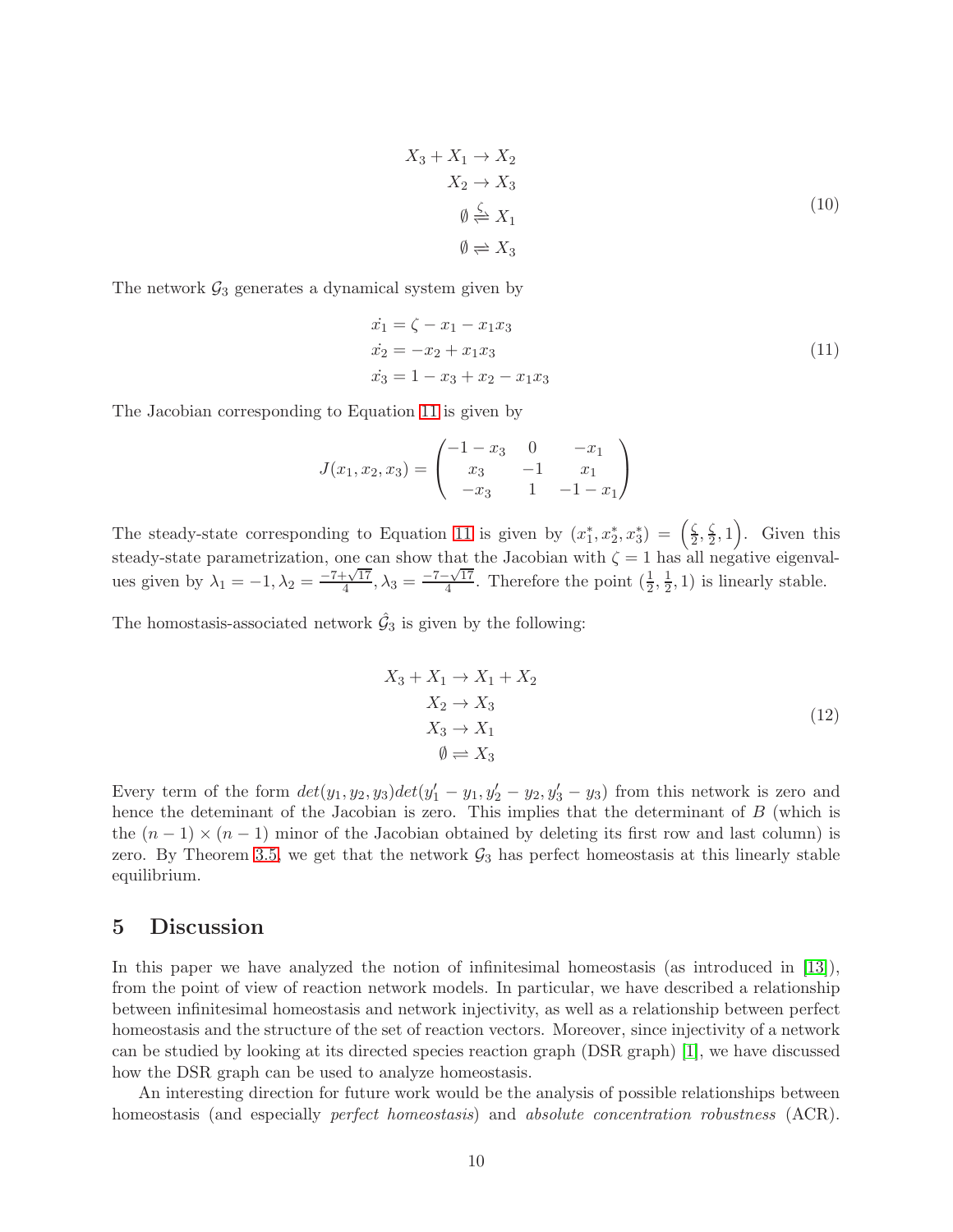$$
\begin{aligned}
X_3 + X_1 &\to X_2 \\
X_2 &\to X_3 \\
\emptyset &\overset{\zeta}{\rightleftharpoons} X_1 \\
\emptyset &\rightleftharpoons X_3
\end{aligned}
\tag{10}
$$

The network $\mathcal{G}_3$ generates a dynamical system given by

$$
\begin{aligned}
\dot{x_1} &= \zeta - x_1 - x_1 x_3 \\
\dot{x_2} &= -x_2 + x_1 x_3 \\
\dot{x_3} &= 1 - x_3 + x_2 - x_1 x_3
\end{aligned}
\tag{11}
$$

The Jacobian corresponding to Equation 11 is given by

$$
J(x_1, x_2, x_3) = \begin{pmatrix} -1 - x_3 & 0 & -x_1 \\ x_3 & -1 & x_1 \\ -x_3 & 1 & -1 - x_1 \end{pmatrix}
$$

The steady-state corresponding to Equation 11 is given by $(x_1^*, x_2^*, x_3^*) = \left(\frac{\zeta}{2}, \frac{\zeta}{2}, 1\right)$. Given this steady-state parametrization, one can show that the Jacobian with $\zeta = 1$ has all negative eigenvalues given by $\lambda_1 = -1, \lambda_2 = \frac{-7+\sqrt{17}}{4}, \lambda_3 = \frac{-7-\sqrt{17}}{4}$. Therefore the point $(\frac{1}{2}, \frac{1}{2}, 1)$ is linearly stable.

The homostasis-associated network $\hat{\mathcal{G}}_3$ is given by the following:

$$
\begin{aligned}
X_3 + X_1 &\to X_1 + X_2 \\
X_2 &\to X_3 \\
X_3 &\to X_1 \\
\emptyset &\rightleftharpoons X_3
\end{aligned}
\tag{12}
$$

Every term of the form $det(y_1, y_2, y_3)det(y_1' - y_1, y_2' - y_2, y_3' - y_3)$ from this network is zero and hence the deteminant of the Jacobian is zero. This implies that the determinant of $B$ (which is the $(n-1) \times (n-1)$ minor of the Jacobian obtained by deleting its first row and last column) is zero. By Theorem 3.5, we get that the network $\mathcal{G}_3$ has perfect homeostasis at this linearly stable equilibrium.

## 5 Discussion

In this paper we have analyzed the notion of infinitesimal homeostasis (as introduced in [13]), from the point of view of reaction network models. In particular, we have described a relationship between infinitesimal homeostasis and network injectivity, as well as a relationship between perfect homeostasis and the structure of the set of reaction vectors. Moreover, since injectivity of a network can be studied by looking at its directed species reaction graph (DSR graph) [1], we have discussed how the DSR graph can be used to analyze homeostasis.

An interesting direction for future work would be the analysis of possible relationships between homeostasis (and especially *perfect homeostasis*) and *absolute concentration robustness* (ACR).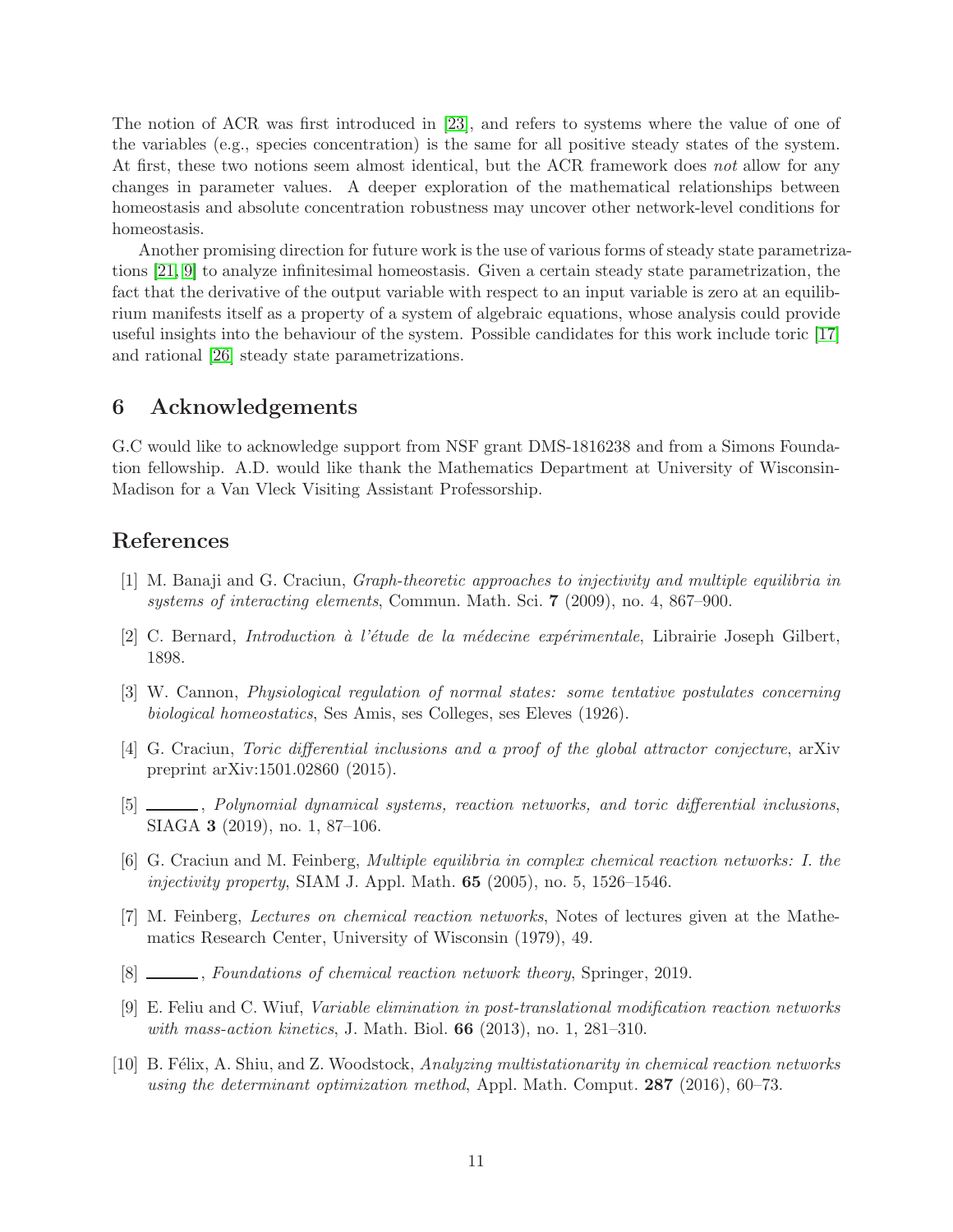The notion of ACR was first introduced in [23], and refers to systems where the value of one of the variables (e.g., species concentration) is the same for all positive steady states of the system. At first, these two notions seem almost identical, but the ACR framework does *not* allow for any changes in parameter values. A deeper exploration of the mathematical relationships between homeostasis and absolute concentration robustness may uncover other network-level conditions for homeostasis.

Another promising direction for future work is the use of various forms of steady state parametrizations [21, 9] to analyze infinitesimal homeostasis. Given a certain steady state parametrization, the fact that the derivative of the output variable with respect to an input variable is zero at an equilibrium manifests itself as a property of a system of algebraic equations, whose analysis could provide useful insights into the behaviour of the system. Possible candidates for this work include toric [17] and rational [26] steady state parametrizations.

## 6 Acknowledgements

G.C would like to acknowledge support from NSF grant DMS-1816238 and from a Simons Foundation fellowship. A.D. would like thank the Mathematics Department at University of Wisconsin-Madison for a Van Vleck Visiting Assistant Professorship.

## References

[1] M. Banaji and G. Craciun, *Graph-theoretic approaches to injectivity and multiple equilibria in systems of interacting elements*, Commun. Math. Sci. **7** (2009), no. 4, 867–900.

[2] C. Bernard, *Introduction à l'étude de la médecine expérimentale*, Librairie Joseph Gilbert, 1898.

[3] W. Cannon, *Physiological regulation of normal states: some tentative postulates concerning biological homeostatics*, Ses Amis, ses Colleges, ses Eleves (1926).

[4] G. Craciun, *Toric differential inclusions and a proof of the global attractor conjecture*, arXiv preprint arXiv:1501.02860 (2015).

[5] ______, *Polynomial dynamical systems, reaction networks, and toric differential inclusions*, SIAGA **3** (2019), no. 1, 87–106.

[6] G. Craciun and M. Feinberg, *Multiple equilibria in complex chemical reaction networks: I. the injectivity property*, SIAM J. Appl. Math. **65** (2005), no. 5, 1526–1546.

[7] M. Feinberg, *Lectures on chemical reaction networks*, Notes of lectures given at the Mathematics Research Center, University of Wisconsin (1979), 49.

[8] ______, *Foundations of chemical reaction network theory*, Springer, 2019.

[9] E. Feliu and C. Wiuf, *Variable elimination in post-translational modification reaction networks with mass-action kinetics*, J. Math. Biol. **66** (2013), no. 1, 281–310.

[10] B. Félix, A. Shiu, and Z. Woodstock, *Analyzing multistationarity in chemical reaction networks using the determinant optimization method*, Appl. Math. Comput. **287** (2016), 60–73.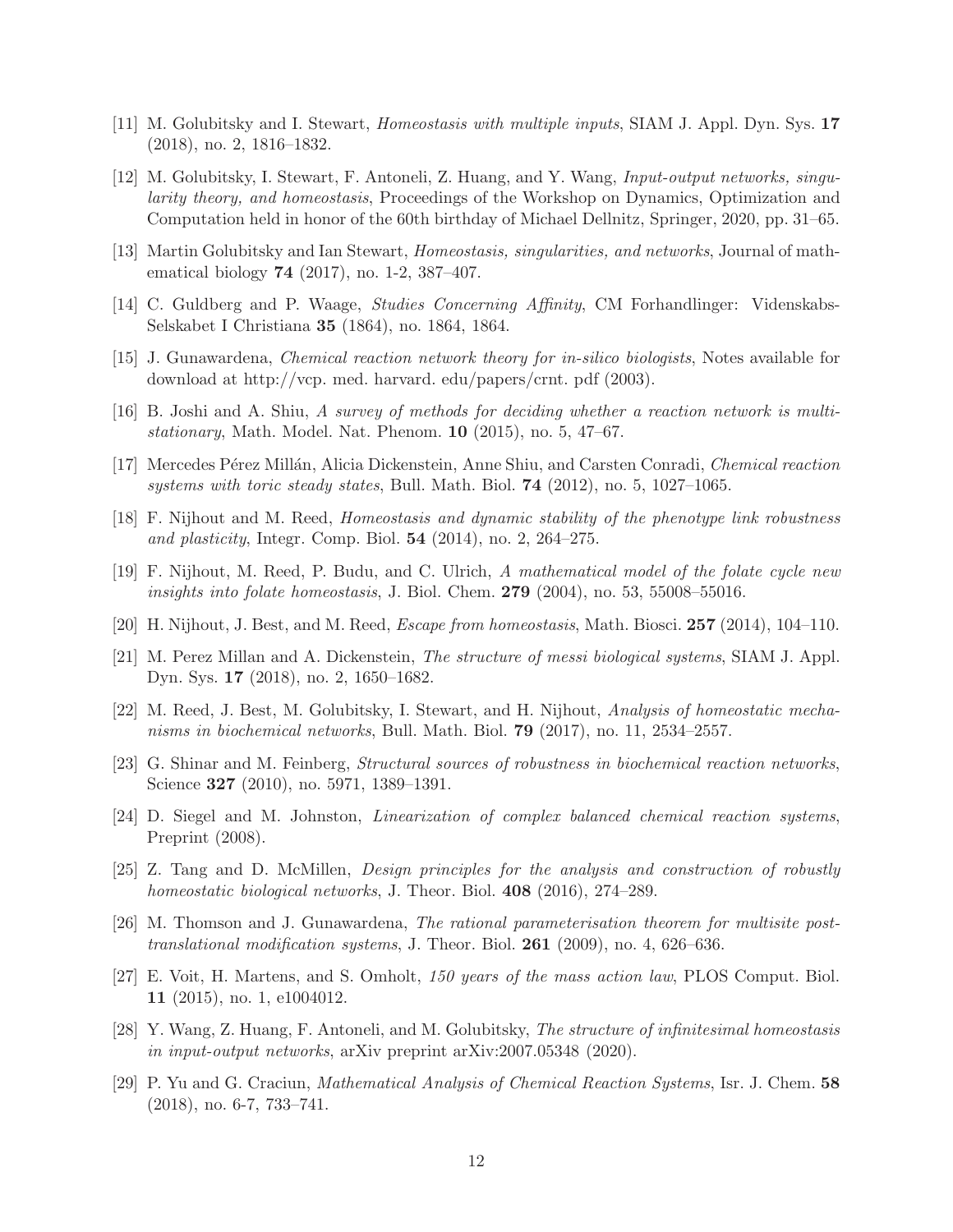[11] M. Golubitsky and I. Stewart, *Homeostasis with multiple inputs*, SIAM J. Appl. Dyn. Sys. **17** (2018), no. 2, 1816–1832.

[12] M. Golubitsky, I. Stewart, F. Antoneli, Z. Huang, and Y. Wang, *Input-output networks, singularity theory, and homeostasis*, Proceedings of the Workshop on Dynamics, Optimization and Computation held in honor of the 60th birthday of Michael Dellnitz, Springer, 2020, pp. 31–65.

[13] Martin Golubitsky and Ian Stewart, *Homeostasis, singularities, and networks*, Journal of mathematical biology **74** (2017), no. 1-2, 387–407.

[14] C. Guldberg and P. Waage, *Studies Concerning Affinity*, CM Forhandlinger: Videnskabs-Selskabet I Christiana **35** (1864), no. 1864, 1864.

[15] J. Gunawardena, *Chemical reaction network theory for in-silico biologists*, Notes available for download at http://vcp. med. harvard. edu/papers/crnt. pdf (2003).

[16] B. Joshi and A. Shiu, *A survey of methods for deciding whether a reaction network is multistationary*, Math. Model. Nat. Phenom. **10** (2015), no. 5, 47–67.

[17] Mercedes Pérez Millán, Alicia Dickenstein, Anne Shiu, and Carsten Conradi, *Chemical reaction systems with toric steady states*, Bull. Math. Biol. **74** (2012), no. 5, 1027–1065.

[18] F. Nijhout and M. Reed, *Homeostasis and dynamic stability of the phenotype link robustness and plasticity*, Integr. Comp. Biol. **54** (2014), no. 2, 264–275.

[19] F. Nijhout, M. Reed, P. Budu, and C. Ulrich, *A mathematical model of the folate cycle new insights into folate homeostasis*, J. Biol. Chem. **279** (2004), no. 53, 55008–55016.

[20] H. Nijhout, J. Best, and M. Reed, *Escape from homeostasis*, Math. Biosci. **257** (2014), 104–110.

[21] M. Perez Millan and A. Dickenstein, *The structure of messi biological systems*, SIAM J. Appl. Dyn. Sys. **17** (2018), no. 2, 1650–1682.

[22] M. Reed, J. Best, M. Golubitsky, I. Stewart, and H. Nijhout, *Analysis of homeostatic mechanisms in biochemical networks*, Bull. Math. Biol. **79** (2017), no. 11, 2534–2557.

[23] G. Shinar and M. Feinberg, *Structural sources of robustness in biochemical reaction networks*, Science **327** (2010), no. 5971, 1389–1391.

[24] D. Siegel and M. Johnston, *Linearization of complex balanced chemical reaction systems*, Preprint (2008).

[25] Z. Tang and D. McMillen, *Design principles for the analysis and construction of robustly homeostatic biological networks*, J. Theor. Biol. **408** (2016), 274–289.

[26] M. Thomson and J. Gunawardena, *The rational parameterisation theorem for multisite post-translational modification systems*, J. Theor. Biol. **261** (2009), no. 4, 626–636.

[27] E. Voit, H. Martens, and S. Omholt, *150 years of the mass action law*, PLOS Comput. Biol. **11** (2015), no. 1, e1004012.

[28] Y. Wang, Z. Huang, F. Antoneli, and M. Golubitsky, *The structure of infinitesimal homeostasis in input-output networks*, arXiv preprint arXiv:2007.05348 (2020).

[29] P. Yu and G. Craciun, *Mathematical Analysis of Chemical Reaction Systems*, Isr. J. Chem. **58** (2018), no. 6-7, 733–741.